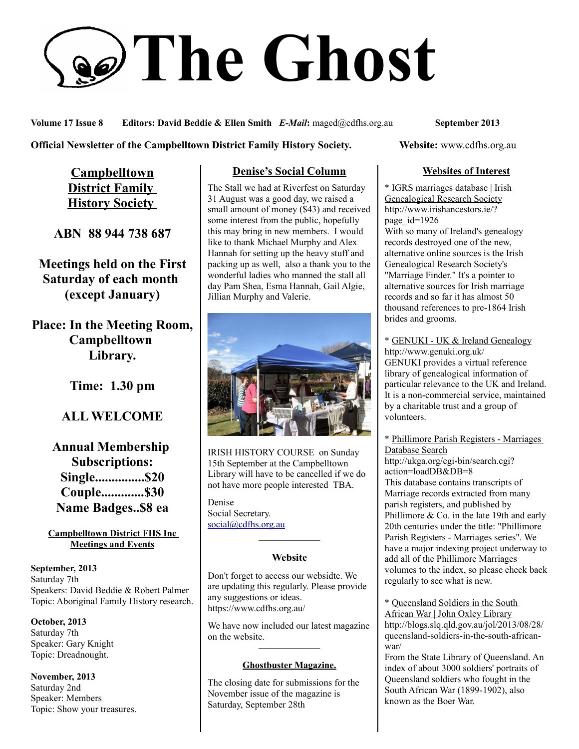# The Ghost

**Volume 17 Issue 8** **Editors: David Beddie & Ellen Smith** ***E-Mail*****:** maged@cdfhs.org.au **September 2013**

**Official Newsletter of the Campbelltown District Family History Society.** **Website:** www.cdfhs.org.au

## Campbelltown District Family History Society

**ABN 88 944 738 687**

**Meetings held on the First Saturday of each month (except January)**

**Place: In the Meeting Room, Campbelltown Library.**

**Time: 1.30 pm**

**ALL WELCOME**

**Annual Membership Subscriptions:**
**Single...............$20**
**Couple.............$30**
**Name Badges..$8 ea**

### Campbelltown District FHS Inc Meetings and Events

**September, 2013**
Saturday 7th
Speakers: David Beddie & Robert Palmer
Topic: Aboriginal Family History research.

**October, 2013**
Saturday 7th
Speaker: Gary Knight
Topic: Dreadnought.

**November, 2013**
Saturday 2nd
Speaker: Members
Topic: Show your treasures.

## Denise's Social Column

The Stall we had at Riverfest on Saturday 31 August was a good day, we raised a small amount of money ($43) and received some interest from the public, hopefully this may bring in new members. I would like to thank Michael Murphy and Alex Hannah for setting up the heavy stuff and packing up as well, also a thank you to the wonderful ladies who manned the stall all day Pam Shea, Esma Hannah, Gail Algie, Jillian Murphy and Valerie.

IRISH HISTORY COURSE on Sunday 15th September at the Campbelltown Library will have to be cancelled if we do not have more people interested TBA.

Denise
Social Secretary.
social@cdfhs.org.au

## Website

Don't forget to access our websidte. We are updating this regularly. Please provide any suggestions or ideas.
https://www.cdfhs.org.au/

We have now included our latest magazine on the website.

## Ghostbuster Magazine.

The closing date for submissions for the November issue of the magazine is Saturday, September 28th

## Websites of Interest

* IGRS marriages database | Irish Genealogical Research Society
http://www.irishancestors.ie/?page_id=1926
With so many of Ireland's genealogy records destroyed one of the new, alternative online sources is the Irish Genealogical Research Society's "Marriage Finder." It's a pointer to alternative sources for Irish marriage records and so far it has almost 50 thousand references to pre-1864 Irish brides and grooms.

* GENUKI - UK & Ireland Genealogy
http://www.genuki.org.uk/
GENUKI provides a virtual reference library of genealogical information of particular relevance to the UK and Ireland. It is a non-commercial service, maintained by a charitable trust and a group of volunteers.

* Phillimore Parish Registers - Marriages Database Search
http://ukga.org/cgi-bin/search.cgi?action=loadDB&DB=8
This database contains transcripts of Marriage records extracted from many parish registers, and published by Phillimore & Co. in the late 19th and early 20th centuries under the title: "Phillimore Parish Registers - Marriages series". We have a major indexing project underway to add all of the Phillimore Marriages volumes to the index, so please check back regularly to see what is new.

* Queensland Soldiers in the South African War | John Oxley Library
http://blogs.slq.qld.gov.au/jol/2013/08/28/queensland-soldiers-in-the-south-african-war/
From the State Library of Queensland. An index of about 3000 soldiers' portraits of Queensland soldiers who fought in the South African War (1899-1902), also known as the Boer War.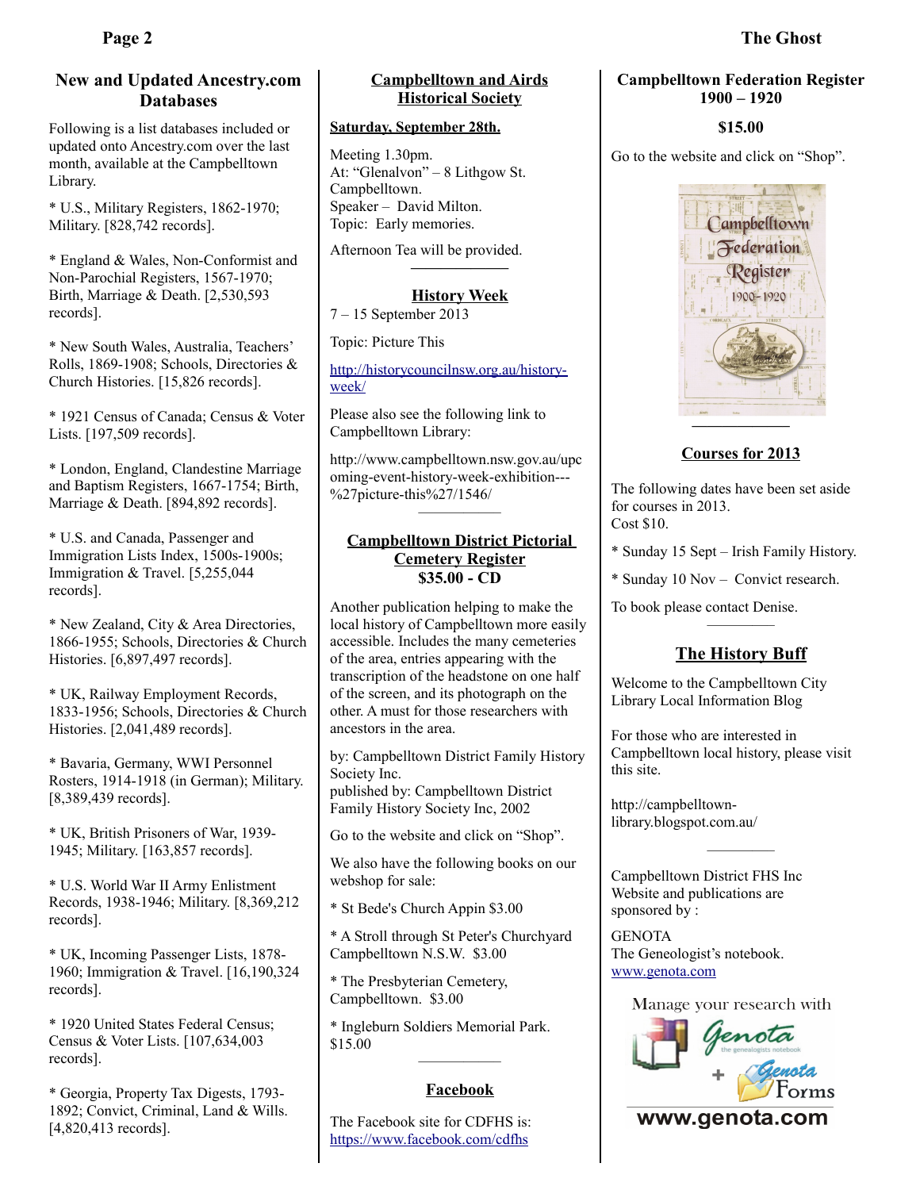## New and Updated Ancestry.com Databases

Following is a list databases included or updated onto Ancestry.com over the last month, available at the Campbelltown Library.

* U.S., Military Registers, 1862-1970; Military. [828,742 records].

* England & Wales, Non-Conformist and Non-Parochial Registers, 1567-1970; Birth, Marriage & Death. [2,530,593 records].

* New South Wales, Australia, Teachers' Rolls, 1869-1908; Schools, Directories & Church Histories. [15,826 records].

* 1921 Census of Canada; Census & Voter Lists. [197,509 records].

* London, England, Clandestine Marriage and Baptism Registers, 1667-1754; Birth, Marriage & Death. [894,892 records].

* U.S. and Canada, Passenger and Immigration Lists Index, 1500s-1900s; Immigration & Travel. [5,255,044 records].

* New Zealand, City & Area Directories, 1866-1955; Schools, Directories & Church Histories. [6,897,497 records].

* UK, Railway Employment Records, 1833-1956; Schools, Directories & Church Histories. [2,041,489 records].

* Bavaria, Germany, WWI Personnel Rosters, 1914-1918 (in German); Military. [8,389,439 records].

* UK, British Prisoners of War, 1939-1945; Military. [163,857 records].

* U.S. World War II Army Enlistment Records, 1938-1946; Military. [8,369,212 records].

* UK, Incoming Passenger Lists, 1878-1960; Immigration & Travel. [16,190,324 records].

* 1920 United States Federal Census; Census & Voter Lists. [107,634,003 records].

* Georgia, Property Tax Digests, 1793-1892; Convict, Criminal, Land & Wills. [4,820,413 records].

## Campbelltown and Airds Historical Society

**Saturday, September 28th.**

Meeting 1.30pm.
At: "Glenalvon" – 8 Lithgow St. Campbelltown.
Speaker – David Milton.
Topic: Early memories.

Afternoon Tea will be provided.

## History Week

7 – 15 September 2013

Topic: Picture This

http://historycouncilnsw.org.au/history-week/

Please also see the following link to Campbelltown Library:

http://www.campbelltown.nsw.gov.au/upcoming-event-history-week-exhibition---%27picture-this%27/1546/

## Campbelltown District Pictorial Cemetery Register
**$35.00 - CD**

Another publication helping to make the local history of Campbelltown more easily accessible. Includes the many cemeteries of the area, entries appearing with the transcription of the headstone on one half of the screen, and its photograph on the other. A must for those researchers with ancestors in the area.

by: Campbelltown District Family History Society Inc.
published by: Campbelltown District Family History Society Inc, 2002

Go to the website and click on "Shop".

We also have the following books on our webshop for sale:

* St Bede's Church Appin $3.00

* A Stroll through St Peter's Churchyard Campbelltown N.S.W. $3.00

* The Presbyterian Cemetery, Campbelltown. $3.00

* Ingleburn Soldiers Memorial Park. $15.00

## Facebook

The Facebook site for CDFHS is:
https://www.facebook.com/cdfhs

## Campbelltown Federation Register 1900 – 1920

**$15.00**

Go to the website and click on "Shop".

Campbelltown Federation Register 1900-1920

## Courses for 2013

The following dates have been set aside for courses in 2013.
Cost $10.

* Sunday 15 Sept – Irish Family History.

* Sunday 10 Nov – Convict research.

To book please contact Denise.

## The History Buff

Welcome to the Campbelltown City Library Local Information Blog

For those who are interested in Campbelltown local history, please visit this site.

http://campbelltown-library.blogspot.com.au/

Campbelltown District FHS Inc Website and publications are sponsored by :

GENOTA
The Geneologist's notebook.
www.genota.com

Manage your research with Genota the genealogists notebook + Genota Forms
www.genota.com